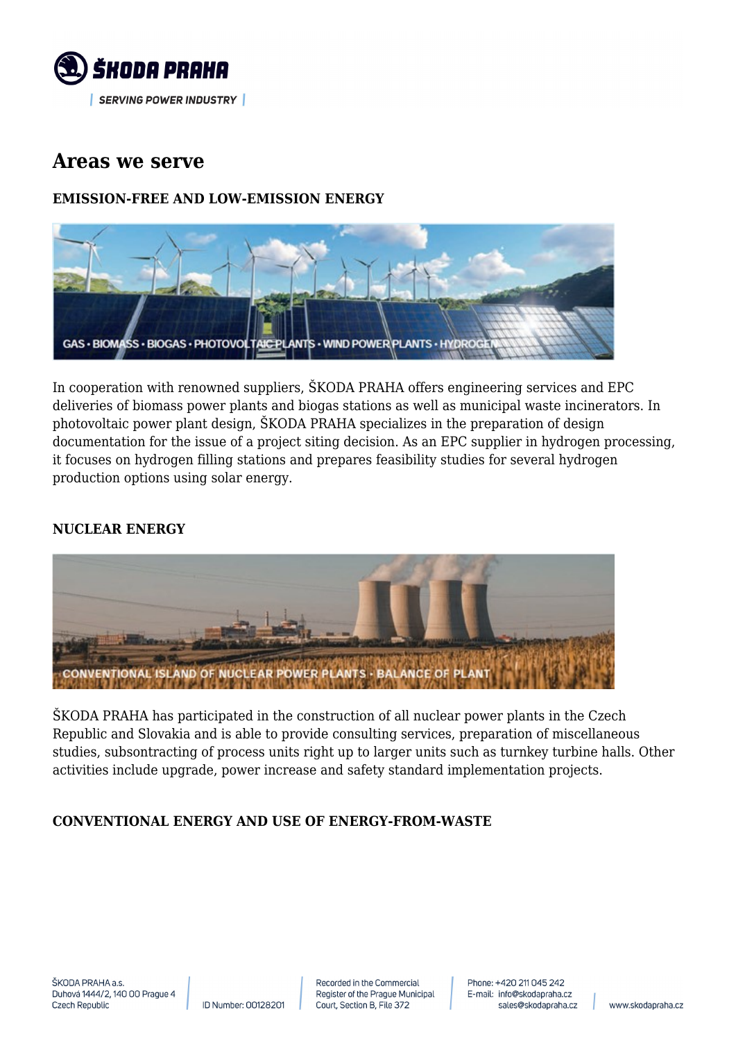# Areas we serve

### EMISSION-FREE AND LOW-EMISSION ENERGY

GAS • BIOMASS • BIOGAS • PHOTOVOLTAIC PLANTS • WIND POWER PLANTS • HYDROGEN

In cooperation with renowned suppliers, ŠKODA PRAHA offers engineering services and EPC deliveries of biomass power plants and biogas stations as well as municipal waste incinerators. In photovoltaic power plant design, ŠKODA PRAHA specializes in the preparation of design documentation for the issue of a project siting decision. As an EPC supplier in hydrogen processing, it focuses on hydrogen filling stations and prepares feasibility studies for several hydrogen production options using solar energy.

### NUCLEAR ENERGY

CONVENTIONAL ISLAND OF NUCLEAR POWER PLANTS • BALANCE OF PLANT

ŠKODA PRAHA has participated in the construction of all nuclear power plants in the Czech Republic and Slovakia and is able to provide consulting services, preparation of miscellaneous studies, subsontracting of process units right up to larger units such as turnkey turbine halls. Other activities include upgrade, power increase and safety standard implementation projects.

### CONVENTIONAL ENERGY AND USE OF ENERGY-FROM-WASTE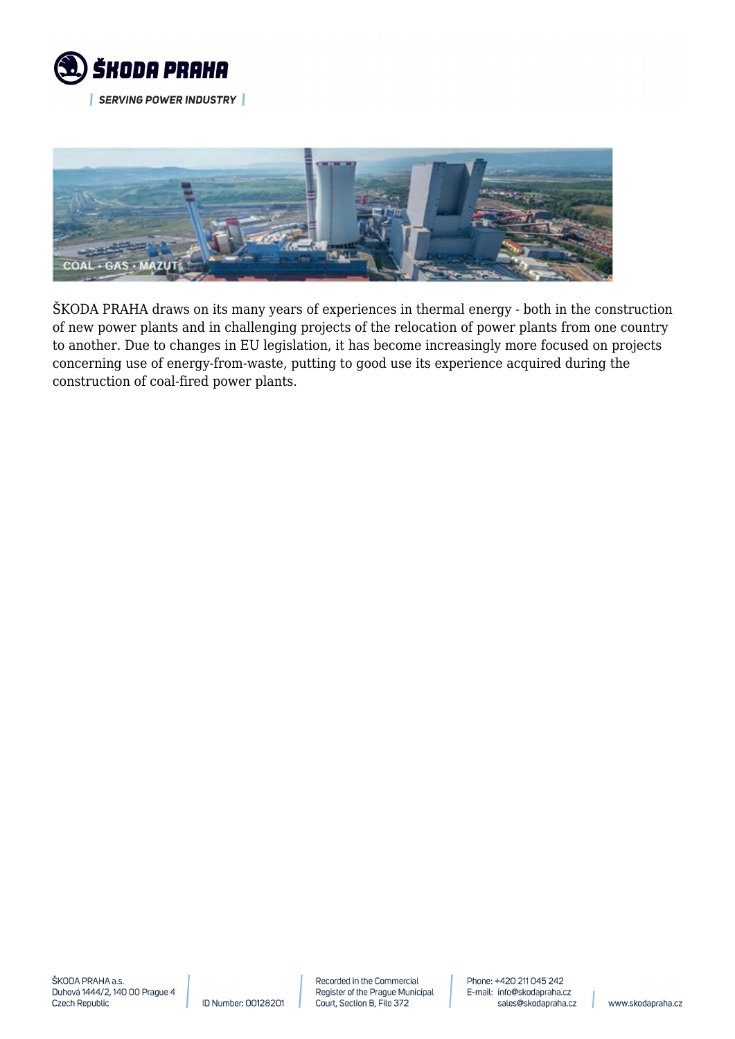ŠKODA PRAHA draws on its many years of experiences in thermal energy - both in the construction of new power plants and in challenging projects of the relocation of power plants from one country to another. Due to changes in EU legislation, it has become increasingly more focused on projects concerning use of energy-from-waste, putting to good use its experience acquired during the construction of coal-fired power plants.